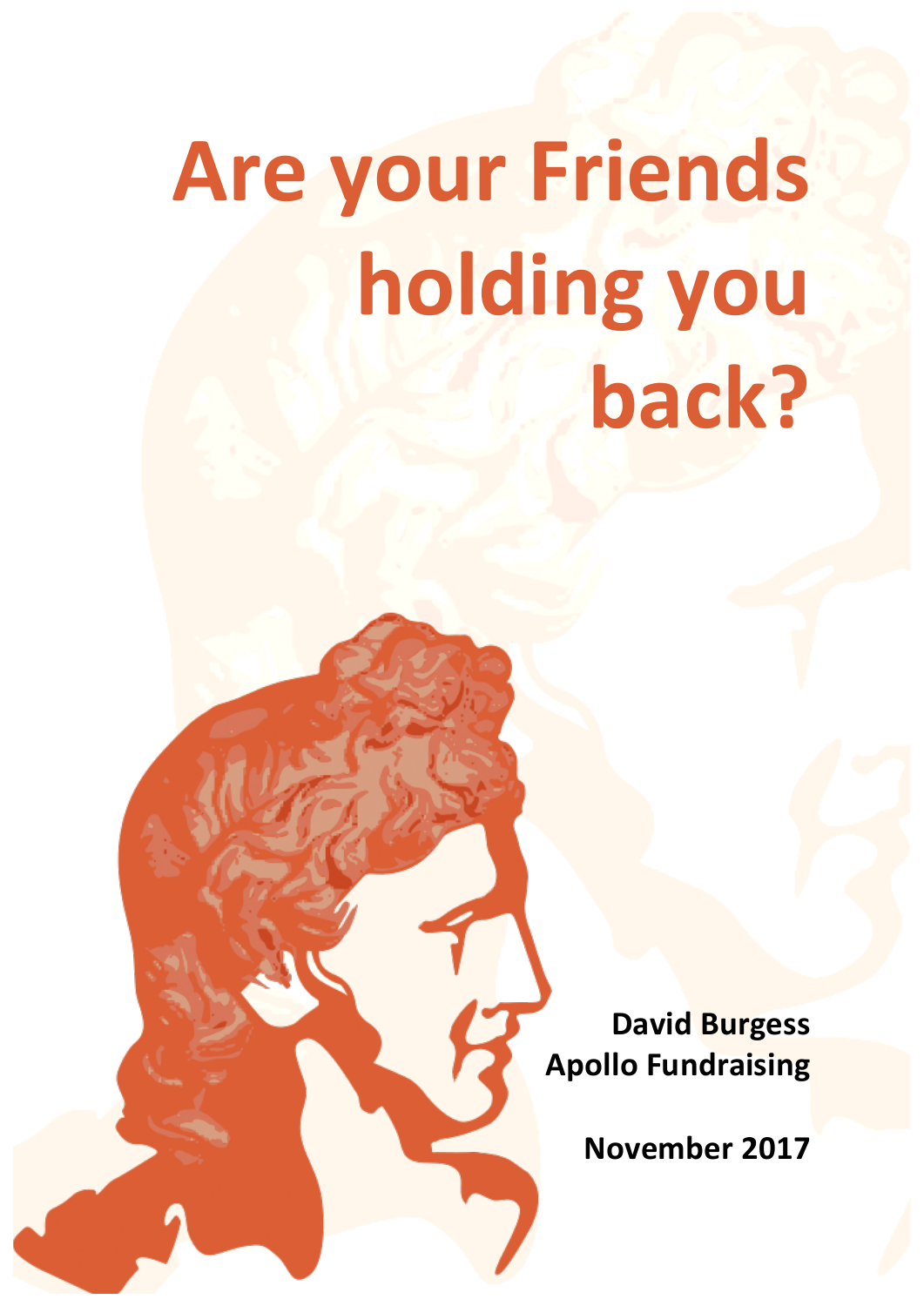# Are your Friends holding you back?

**David Burgess**
**Apollo Fundraising**

**November 2017**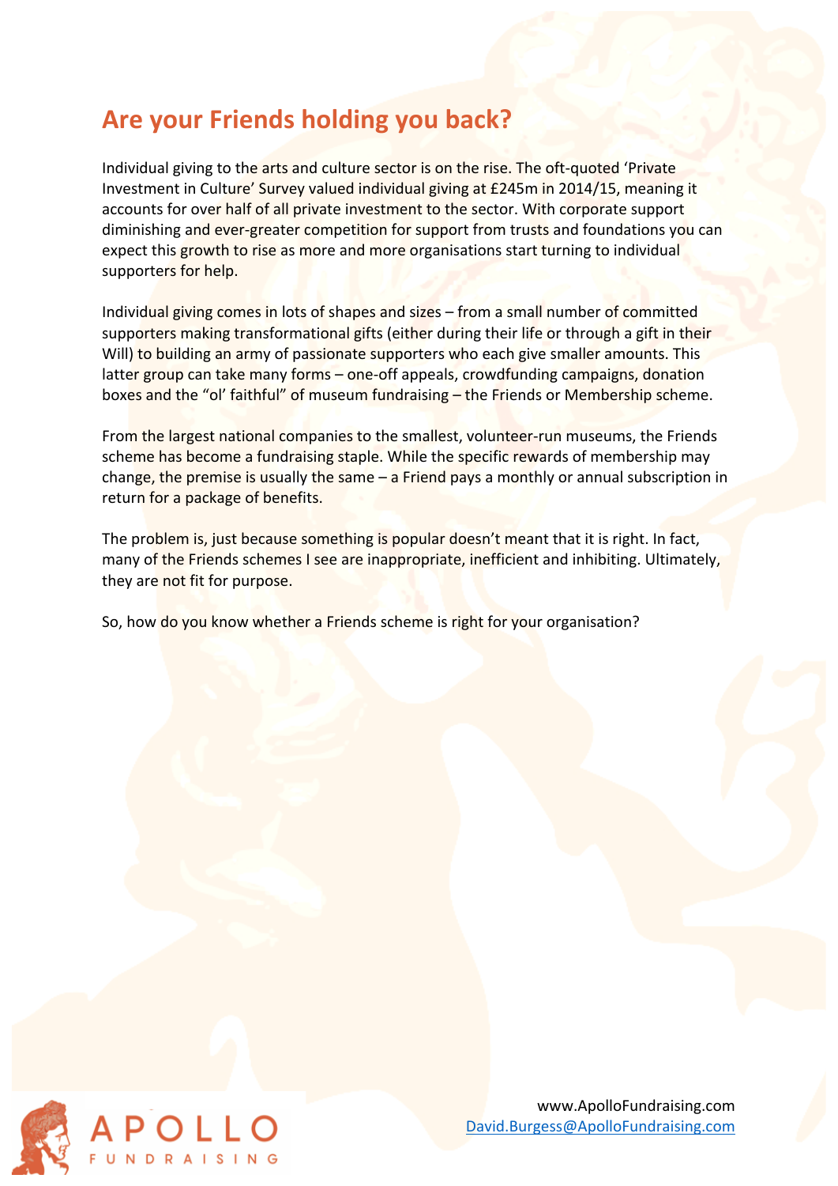## Are your Friends holding you back?

Individual giving to the arts and culture sector is on the rise. The oft-quoted 'Private Investment in Culture' Survey valued individual giving at £245m in 2014/15, meaning it accounts for over half of all private investment to the sector. With corporate support diminishing and ever-greater competition for support from trusts and foundations you can expect this growth to rise as more and more organisations start turning to individual supporters for help.

Individual giving comes in lots of shapes and sizes – from a small number of committed supporters making transformational gifts (either during their life or through a gift in their Will) to building an army of passionate supporters who each give smaller amounts. This latter group can take many forms – one-off appeals, crowdfunding campaigns, donation boxes and the "ol' faithful" of museum fundraising – the Friends or Membership scheme.

From the largest national companies to the smallest, volunteer-run museums, the Friends scheme has become a fundraising staple. While the specific rewards of membership may change, the premise is usually the same – a Friend pays a monthly or annual subscription in return for a package of benefits.

The problem is, just because something is popular doesn't meant that it is right. In fact, many of the Friends schemes I see are inappropriate, inefficient and inhibiting. Ultimately, they are not fit for purpose.

So, how do you know whether a Friends scheme is right for your organisation?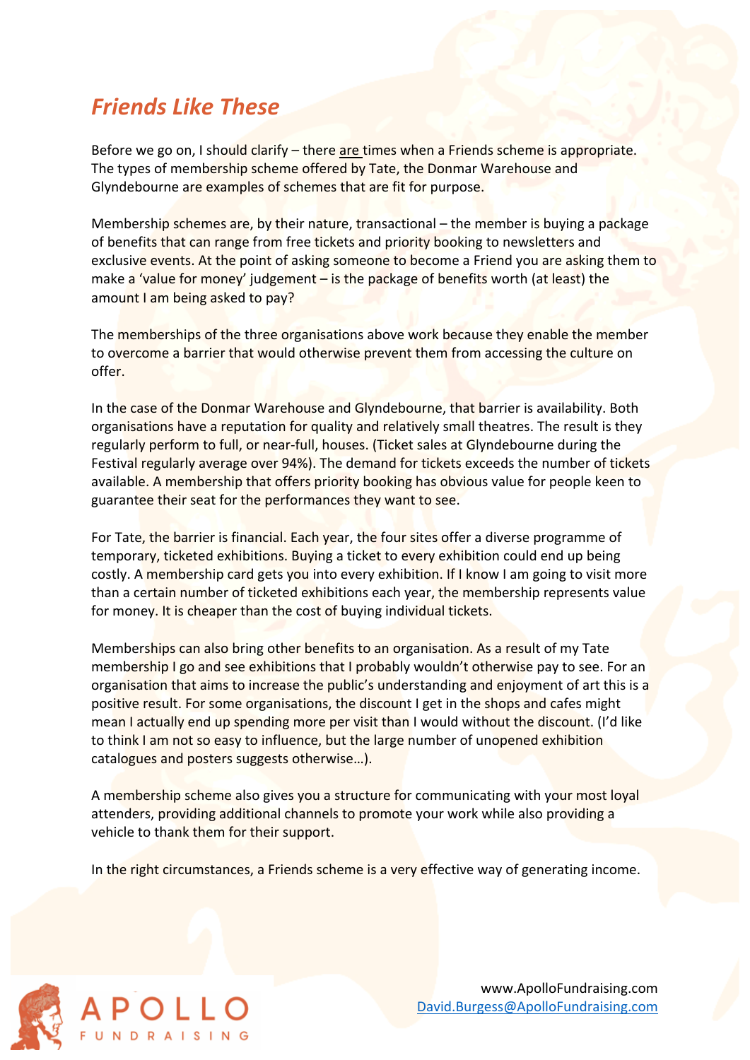## *Friends Like These*

Before we go on, I should clarify – there are times when a Friends scheme is appropriate. The types of membership scheme offered by Tate, the Donmar Warehouse and Glyndebourne are examples of schemes that are fit for purpose.

Membership schemes are, by their nature, transactional – the member is buying a package of benefits that can range from free tickets and priority booking to newsletters and exclusive events. At the point of asking someone to become a Friend you are asking them to make a 'value for money' judgement – is the package of benefits worth (at least) the amount I am being asked to pay?

The memberships of the three organisations above work because they enable the member to overcome a barrier that would otherwise prevent them from accessing the culture on offer.

In the case of the Donmar Warehouse and Glyndebourne, that barrier is availability. Both organisations have a reputation for quality and relatively small theatres. The result is they regularly perform to full, or near-full, houses. (Ticket sales at Glyndebourne during the Festival regularly average over 94%). The demand for tickets exceeds the number of tickets available. A membership that offers priority booking has obvious value for people keen to guarantee their seat for the performances they want to see.

For Tate, the barrier is financial. Each year, the four sites offer a diverse programme of temporary, ticketed exhibitions. Buying a ticket to every exhibition could end up being costly. A membership card gets you into every exhibition. If I know I am going to visit more than a certain number of ticketed exhibitions each year, the membership represents value for money. It is cheaper than the cost of buying individual tickets.

Memberships can also bring other benefits to an organisation. As a result of my Tate membership I go and see exhibitions that I probably wouldn't otherwise pay to see. For an organisation that aims to increase the public's understanding and enjoyment of art this is a positive result. For some organisations, the discount I get in the shops and cafes might mean I actually end up spending more per visit than I would without the discount. (I'd like to think I am not so easy to influence, but the large number of unopened exhibition catalogues and posters suggests otherwise…).

A membership scheme also gives you a structure for communicating with your most loyal attenders, providing additional channels to promote your work while also providing a vehicle to thank them for their support.

In the right circumstances, a Friends scheme is a very effective way of generating income.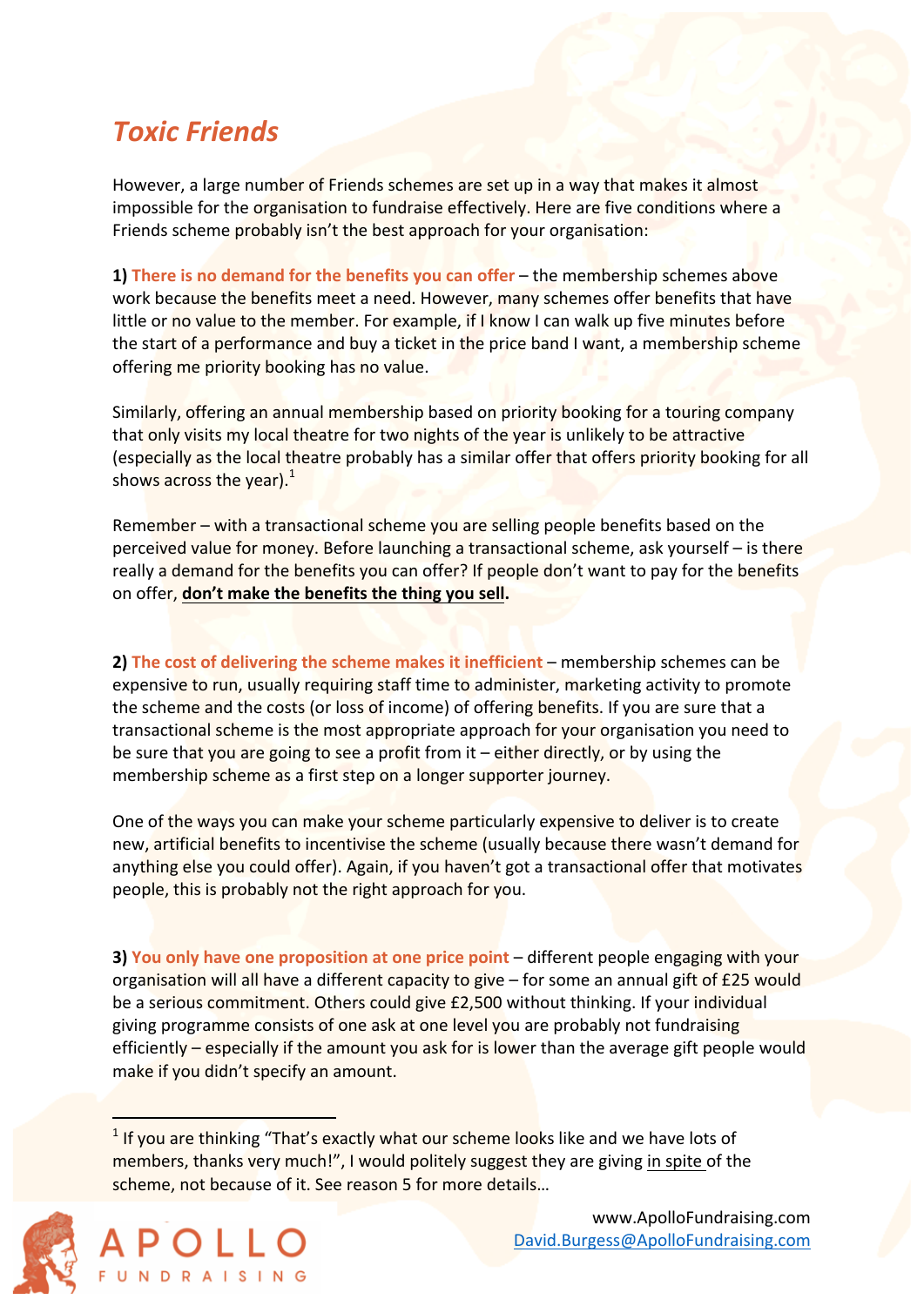## *Toxic Friends*

However, a large number of Friends schemes are set up in a way that makes it almost impossible for the organisation to fundraise effectively. Here are five conditions where a Friends scheme probably isn't the best approach for your organisation:

**1) There is no demand for the benefits you can offer** – the membership schemes above work because the benefits meet a need. However, many schemes offer benefits that have little or no value to the member. For example, if I know I can walk up five minutes before the start of a performance and buy a ticket in the price band I want, a membership scheme offering me priority booking has no value.

Similarly, offering an annual membership based on priority booking for a touring company that only visits my local theatre for two nights of the year is unlikely to be attractive (especially as the local theatre probably has a similar offer that offers priority booking for all shows across the year).[1]

Remember – with a transactional scheme you are selling people benefits based on the perceived value for money. Before launching a transactional scheme, ask yourself – is there really a demand for the benefits you can offer? If people don't want to pay for the benefits on offer, **don't make the benefits the thing you sell.**

**2) The cost of delivering the scheme makes it inefficient** – membership schemes can be expensive to run, usually requiring staff time to administer, marketing activity to promote the scheme and the costs (or loss of income) of offering benefits. If you are sure that a transactional scheme is the most appropriate approach for your organisation you need to be sure that you are going to see a profit from it – either directly, or by using the membership scheme as a first step on a longer supporter journey.

One of the ways you can make your scheme particularly expensive to deliver is to create new, artificial benefits to incentivise the scheme (usually because there wasn't demand for anything else you could offer). Again, if you haven't got a transactional offer that motivates people, this is probably not the right approach for you.

**3) You only have one proposition at one price point** – different people engaging with your organisation will all have a different capacity to give – for some an annual gift of £25 would be a serious commitment. Others could give £2,500 without thinking. If your individual giving programme consists of one ask at one level you are probably not fundraising efficiently – especially if the amount you ask for is lower than the average gift people would make if you didn't specify an amount.

---

[1] If you are thinking "That's exactly what our scheme looks like and we have lots of members, thanks very much!", I would politely suggest they are giving in spite of the scheme, not because of it. See reason 5 for more details…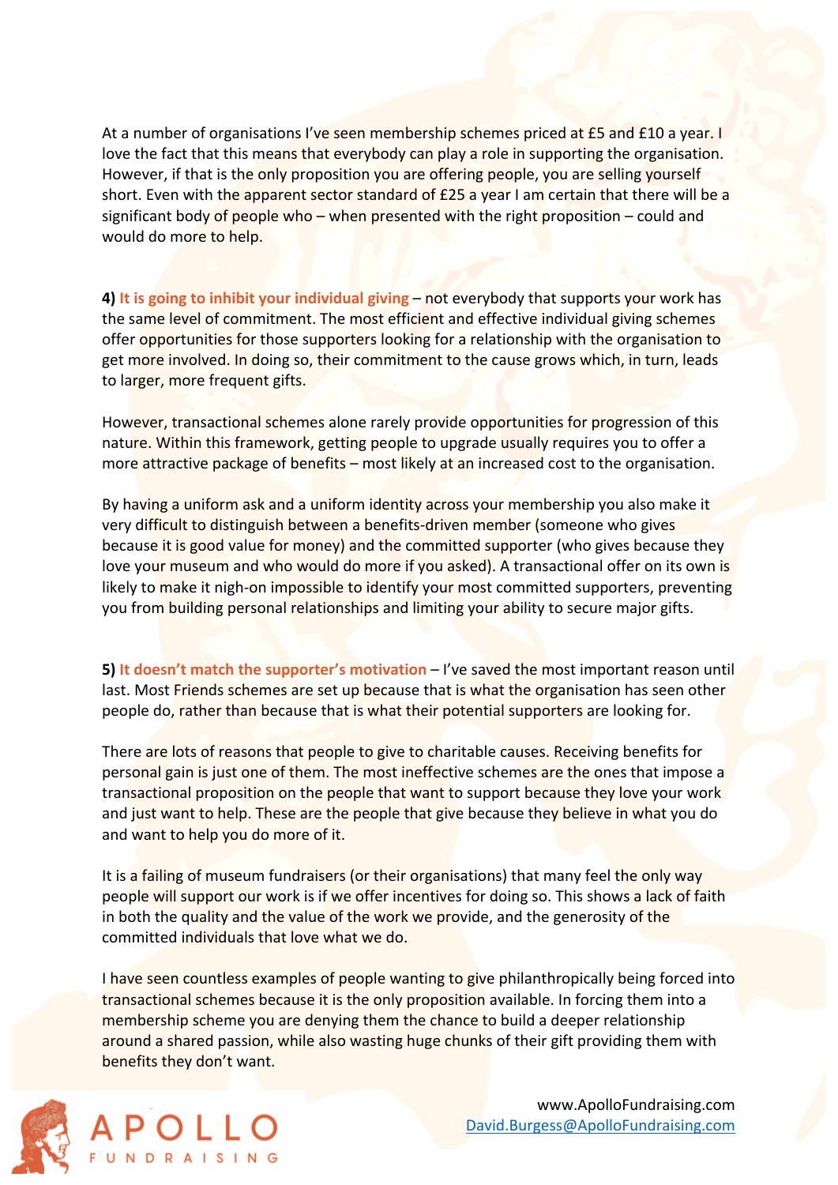At a number of organisations I've seen membership schemes priced at £5 and £10 a year. I love the fact that this means that everybody can play a role in supporting the organisation. However, if that is the only proposition you are offering people, you are selling yourself short. Even with the apparent sector standard of £25 a year I am certain that there will be a significant body of people who – when presented with the right proposition – could and would do more to help.

**4) It is going to inhibit your individual giving** – not everybody that supports your work has the same level of commitment. The most efficient and effective individual giving schemes offer opportunities for those supporters looking for a relationship with the organisation to get more involved. In doing so, their commitment to the cause grows which, in turn, leads to larger, more frequent gifts.

However, transactional schemes alone rarely provide opportunities for progression of this nature. Within this framework, getting people to upgrade usually requires you to offer a more attractive package of benefits – most likely at an increased cost to the organisation.

By having a uniform ask and a uniform identity across your membership you also make it very difficult to distinguish between a benefits-driven member (someone who gives because it is good value for money) and the committed supporter (who gives because they love your museum and who would do more if you asked). A transactional offer on its own is likely to make it nigh-on impossible to identify your most committed supporters, preventing you from building personal relationships and limiting your ability to secure major gifts.

**5) It doesn't match the supporter's motivation** – I've saved the most important reason until last. Most Friends schemes are set up because that is what the organisation has seen other people do, rather than because that is what their potential supporters are looking for.

There are lots of reasons that people to give to charitable causes. Receiving benefits for personal gain is just one of them. The most ineffective schemes are the ones that impose a transactional proposition on the people that want to support because they love your work and just want to help. These are the people that give because they believe in what you do and want to help you do more of it.

It is a failing of museum fundraisers (or their organisations) that many feel the only way people will support our work is if we offer incentives for doing so. This shows a lack of faith in both the quality and the value of the work we provide, and the generosity of the committed individuals that love what we do.

I have seen countless examples of people wanting to give philanthropically being forced into transactional schemes because it is the only proposition available. In forcing them into a membership scheme you are denying them the chance to build a deeper relationship around a shared passion, while also wasting huge chunks of their gift providing them with benefits they don't want.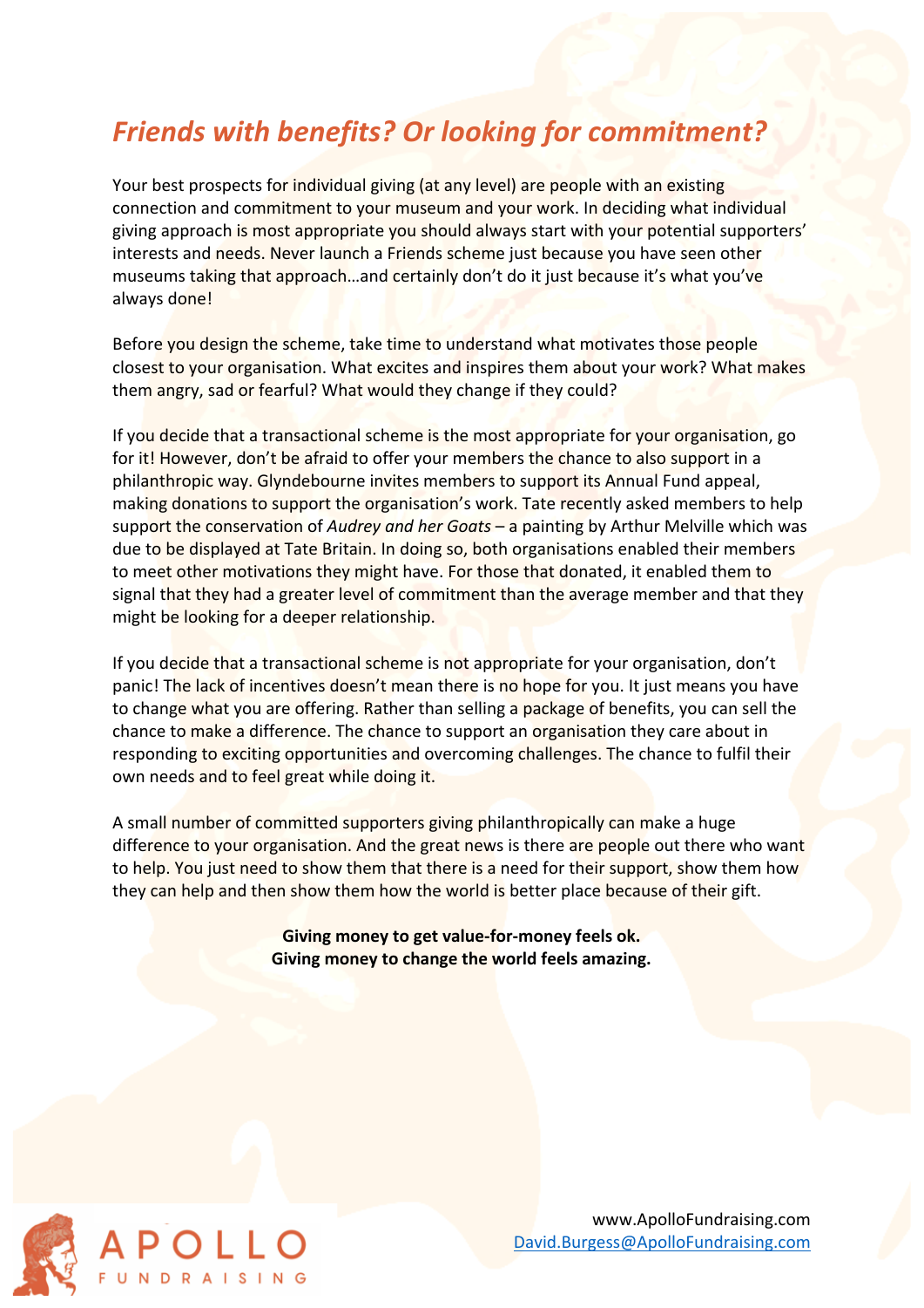## *Friends with benefits? Or looking for commitment?*

Your best prospects for individual giving (at any level) are people with an existing connection and commitment to your museum and your work. In deciding what individual giving approach is most appropriate you should always start with your potential supporters' interests and needs. Never launch a Friends scheme just because you have seen other museums taking that approach…and certainly don't do it just because it's what you've always done!

Before you design the scheme, take time to understand what motivates those people closest to your organisation. What excites and inspires them about your work? What makes them angry, sad or fearful? What would they change if they could?

If you decide that a transactional scheme is the most appropriate for your organisation, go for it! However, don't be afraid to offer your members the chance to also support in a philanthropic way. Glyndebourne invites members to support its Annual Fund appeal, making donations to support the organisation's work. Tate recently asked members to help support the conservation of *Audrey and her Goats* – a painting by Arthur Melville which was due to be displayed at Tate Britain. In doing so, both organisations enabled their members to meet other motivations they might have. For those that donated, it enabled them to signal that they had a greater level of commitment than the average member and that they might be looking for a deeper relationship.

If you decide that a transactional scheme is not appropriate for your organisation, don't panic! The lack of incentives doesn't mean there is no hope for you. It just means you have to change what you are offering. Rather than selling a package of benefits, you can sell the chance to make a difference. The chance to support an organisation they care about in responding to exciting opportunities and overcoming challenges. The chance to fulfil their own needs and to feel great while doing it.

A small number of committed supporters giving philanthropically can make a huge difference to your organisation. And the great news is there are people out there who want to help. You just need to show them that there is a need for their support, show them how they can help and then show them how the world is better place because of their gift.

**Giving money to get value-for-money feels ok.**
**Giving money to change the world feels amazing.**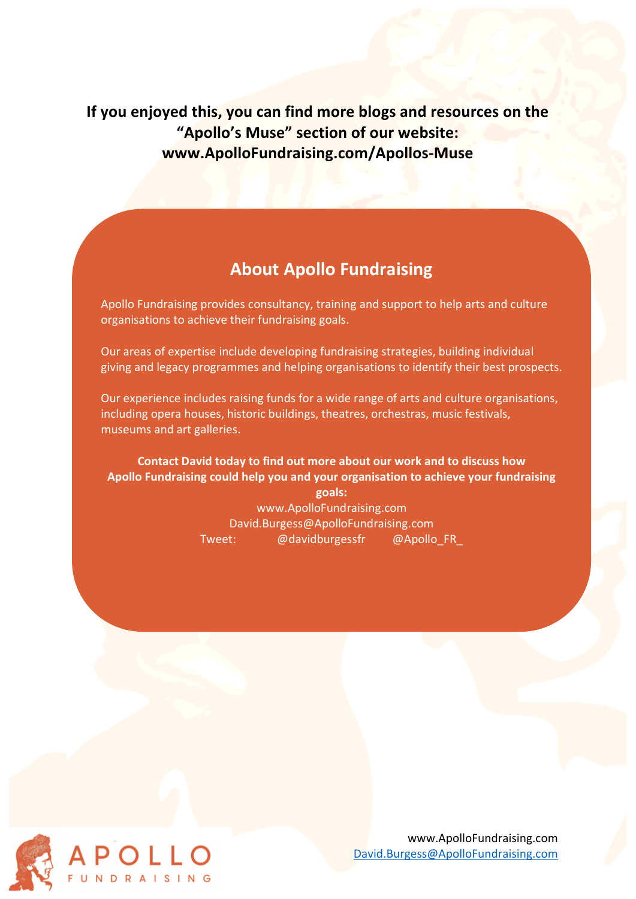**If you enjoyed this, you can find more blogs and resources on the "Apollo's Muse" section of our website: www.ApolloFundraising.com/Apollos-Muse**

## About Apollo Fundraising

Apollo Fundraising provides consultancy, training and support to help arts and culture organisations to achieve their fundraising goals.

Our areas of expertise include developing fundraising strategies, building individual giving and legacy programmes and helping organisations to identify their best prospects.

Our experience includes raising funds for a wide range of arts and culture organisations, including opera houses, historic buildings, theatres, orchestras, music festivals, museums and art galleries.

**Contact David today to find out more about our work and to discuss how Apollo Fundraising could help you and your organisation to achieve your fundraising goals:**

www.ApolloFundraising.com

David.Burgess@ApolloFundraising.com

Tweet: @davidburgessfr @Apollo_FR_

APOLLO FUNDRAISING

www.ApolloFundraising.com

David.Burgess@ApolloFundraising.com